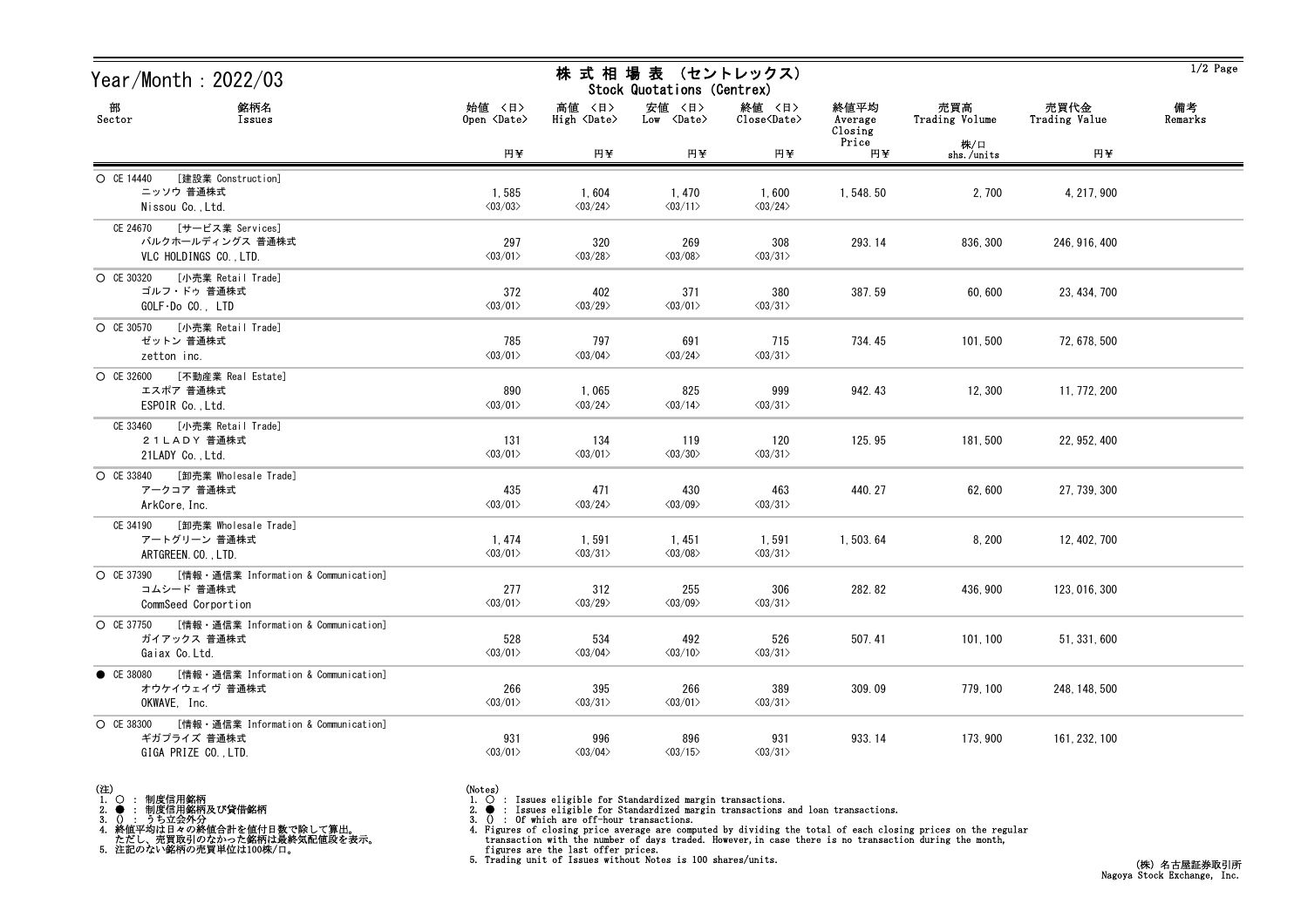# Year/Month : 2022/03

## 株式相場表（セントレックス） Stock Quotations (Centrex)

| 部 Sector | 銘柄名 Issues | 始値〈日〉 Open 〈Date〉 円¥ | 高値〈日〉 High 〈Date〉 円¥ | 安値〈日〉 Low 〈Date〉 円¥ | 終値〈日〉 Close〈Date〉 円¥ | 終値平均 Average Closing Price 円¥ | 売買高 Trading Volume 株/口 shs./units | 売買代金 Trading Value 円¥ | 備考 Remarks |
|---|---|---|---|---|---|---|---|---|---|
| ○ CE 14440 [建設業 Construction] | ニッソウ 普通株式 Nissou Co.,Ltd. | 1,585 〈03/03〉 | 1,604 〈03/24〉 | 1,470 〈03/11〉 | 1,600 〈03/24〉 | 1,548.50 | 2,700 | 4,217,900 | |
| CE 24670 [サービス業 Services] | バルクホールディングス 普通株式 VLC HOLDINGS CO.,LTD. | 297 〈03/01〉 | 320 〈03/28〉 | 269 〈03/08〉 | 308 〈03/31〉 | 293.14 | 836,300 | 246,916,400 | |
| ○ CE 30320 [小売業 Retail Trade] | ゴルフ・ドゥ 普通株式 GOLF･Do CO., LTD | 372 〈03/01〉 | 402 〈03/29〉 | 371 〈03/01〉 | 380 〈03/31〉 | 387.59 | 60,600 | 23,434,700 | |
| ○ CE 30570 [小売業 Retail Trade] | ゼットン 普通株式 zetton inc. | 785 〈03/01〉 | 797 〈03/04〉 | 691 〈03/24〉 | 715 〈03/31〉 | 734.45 | 101,500 | 72,678,500 | |
| ○ CE 32600 [不動産業 Real Estate] | エスポア 普通株式 ESPOIR Co.,Ltd. | 890 〈03/01〉 | 1,065 〈03/24〉 | 825 〈03/14〉 | 999 〈03/31〉 | 942.43 | 12,300 | 11,772,200 | |
| CE 33460 [小売業 Retail Trade] | ２１ＬＡＤＹ 普通株式 21LADY Co.,Ltd. | 131 〈03/01〉 | 134 〈03/01〉 | 119 〈03/30〉 | 120 〈03/31〉 | 125.95 | 181,500 | 22,952,400 | |
| ○ CE 33840 [卸売業 Wholesale Trade] | アークコア 普通株式 ArkCore,Inc. | 435 〈03/01〉 | 471 〈03/24〉 | 430 〈03/09〉 | 463 〈03/31〉 | 440.27 | 62,600 | 27,739,300 | |
| CE 34190 [卸売業 Wholesale Trade] | アートグリーン 普通株式 ARTGREEN.CO.,LTD. | 1,474 〈03/01〉 | 1,591 〈03/31〉 | 1,451 〈03/08〉 | 1,591 〈03/31〉 | 1,503.64 | 8,200 | 12,402,700 | |
| ○ CE 37390 [情報・通信業 Information & Communication] | コムシード 普通株式 CommSeed Corportion | 277 〈03/01〉 | 312 〈03/29〉 | 255 〈03/09〉 | 306 〈03/31〉 | 282.82 | 436,900 | 123,016,300 | |
| ○ CE 37750 [情報・通信業 Information & Communication] | ガイアックス 普通株式 Gaiax Co.Ltd. | 528 〈03/01〉 | 534 〈03/04〉 | 492 〈03/10〉 | 526 〈03/31〉 | 507.41 | 101,100 | 51,331,600 | |
| ● CE 38080 [情報・通信業 Information & Communication] | オウケイウェイヴ 普通株式 OKWAVE, Inc. | 266 〈03/01〉 | 395 〈03/31〉 | 266 〈03/01〉 | 389 〈03/31〉 | 309.09 | 779,100 | 248,148,500 | |
| ○ CE 38300 [情報・通信業 Information & Communication] | ギガプライズ 普通株式 GIGA PRIZE CO.,LTD. | 931 〈03/01〉 | 996 〈03/04〉 | 896 〈03/15〉 | 931 〈03/31〉 | 933.14 | 173,900 | 161,232,100 | |

(注)
1. ○ : 制度信用銘柄
2. ● : 制度信用銘柄及び貸借銘柄
3. () : うち立会外分
4. 終値平均は日々の終値合計を値付日数で除して算出。
   ただし、売買取引のなかった銘柄は最終気配値段を表示。
5. 注記のない銘柄の売買単位は100株/口。

(Notes)
1. ○ : Issues eligible for Standardized margin transactions.
2. ● : Issues eligible for Standardized margin transactions and loan transactions.
3. () : Of which are off-hour transactions.
4. Figures of closing price average are computed by dividing the total of each closing prices on the regular transaction with the number of days traded. However, in case there is no transaction during the month, figures are the last offer prices.
5. Trading unit of Issues without Notes is 100 shares/units.

(株) 名古屋証券取引所
Nagoya Stock Exchange, Inc.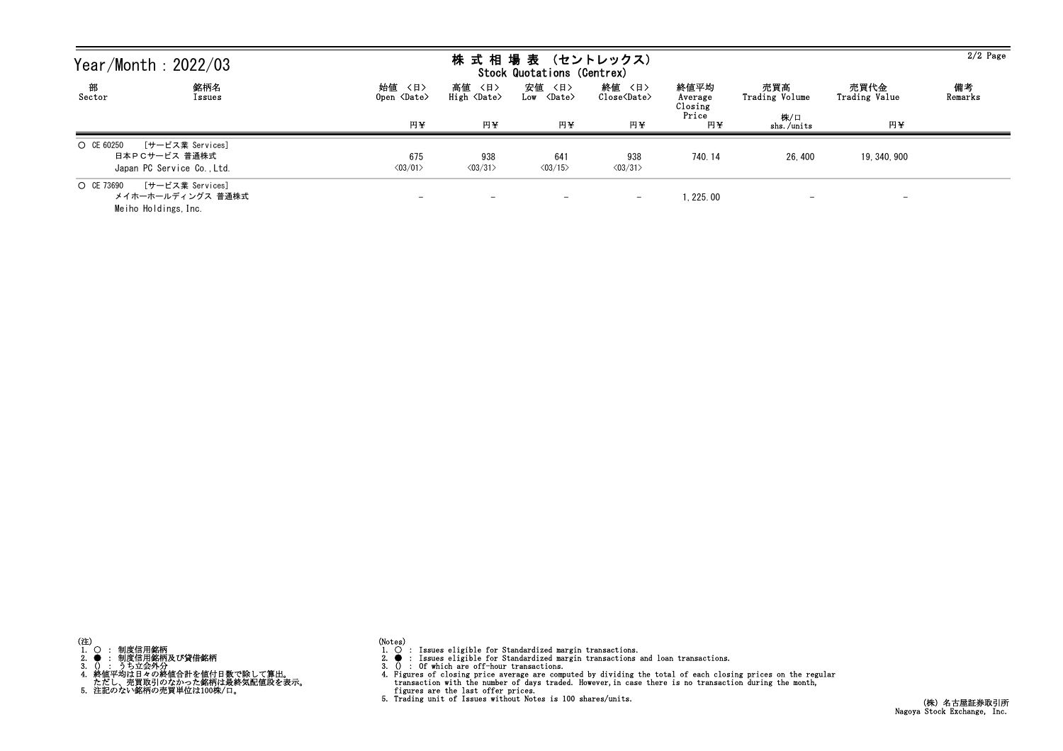# Year/Month : 2022/03

## 株 式 相 場 表 （セントレックス） Stock Quotations (Centrex)

| 部 Sector | 銘柄名 Issues | 始値 <日> Open <Date> 円¥ | 高値 <日> High <Date> 円¥ | 安値 <日> Low <Date> 円¥ | 終値 <日> Close<Date> 円¥ | 終値平均 Average Closing Price 円¥ | 売買高 Trading Volume 株/口 shs./units | 売買代金 Trading Value 円¥ | 備考 Remarks |
|---|---|---|---|---|---|---|---|---|---|
| ○ CE 60250 | [サービス業 Services] 日本ＰＣサービス 普通株式 Japan PC Service Co.,Ltd. | 675 <03/01> | 938 <03/31> | 641 <03/15> | 938 <03/31> | 740.14 | 26,400 | 19,340,900 | |
| ○ CE 73690 | [サービス業 Services] メイホーホールディングス 普通株式 Meiho Holdings,Inc. | − | − | − | − | 1,225.00 | − | − | |

(注)
1. ○ : 制度信用銘柄
2. ● : 制度信用銘柄及び貸借銘柄
3. () : うち立会外分
4. 終値平均は日々の終値合計を値付日数で除して算出。
   ただし、売買取引のなかった銘柄は最終気配値段を表示。
5. 注記のない銘柄の売買単位は100株/口。

(Notes)
1. ○ : Issues eligible for Standardized margin transactions.
2. ● : Issues eligible for Standardized margin transactions and loan transactions.
3. () : Of which are off-hour transactions.
4. Figures of closing price average are computed by dividing the total of each closing prices on the regular transaction with the number of days traded. However,in case there is no transaction during the month, figures are the last offer prices.
5. Trading unit of Issues without Notes is 100 shares/units.

(株) 名古屋証券取引所
Nagoya Stock Exchange, Inc.